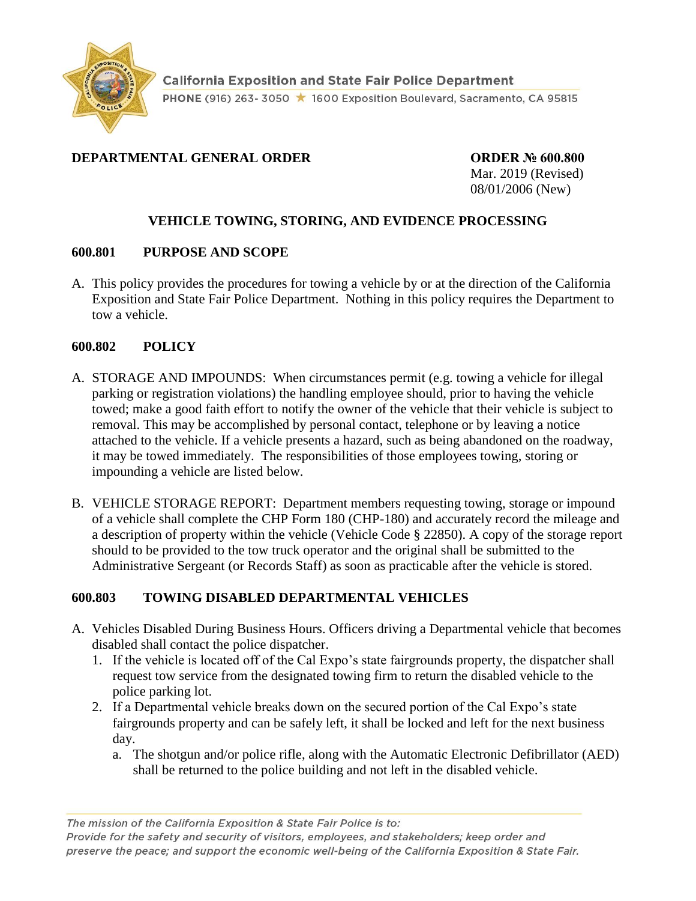California Exposition and State Fair Police Department

PHONE (916) 263- 3050 ★ 1600 Exposition Boulevard, Sacramento, CA 95815

**DEPARTMENTAL GENERAL ORDER**

**ORDER № 600.800**
Mar. 2019 (Revised)
08/01/2006 (New)

## VEHICLE TOWING, STORING, AND EVIDENCE PROCESSING

### 600.801 PURPOSE AND SCOPE

A. This policy provides the procedures for towing a vehicle by or at the direction of the California Exposition and State Fair Police Department. Nothing in this policy requires the Department to tow a vehicle.

### 600.802 POLICY

A. STORAGE AND IMPOUNDS: When circumstances permit (e.g. towing a vehicle for illegal parking or registration violations) the handling employee should, prior to having the vehicle towed; make a good faith effort to notify the owner of the vehicle that their vehicle is subject to removal. This may be accomplished by personal contact, telephone or by leaving a notice attached to the vehicle. If a vehicle presents a hazard, such as being abandoned on the roadway, it may be towed immediately. The responsibilities of those employees towing, storing or impounding a vehicle are listed below.

B. VEHICLE STORAGE REPORT: Department members requesting towing, storage or impound of a vehicle shall complete the CHP Form 180 (CHP-180) and accurately record the mileage and a description of property within the vehicle (Vehicle Code § 22850). A copy of the storage report should to be provided to the tow truck operator and the original shall be submitted to the Administrative Sergeant (or Records Staff) as soon as practicable after the vehicle is stored.

### 600.803 TOWING DISABLED DEPARTMENTAL VEHICLES

A. Vehicles Disabled During Business Hours. Officers driving a Departmental vehicle that becomes disabled shall contact the police dispatcher.
   1. If the vehicle is located off of the Cal Expo's state fairgrounds property, the dispatcher shall request tow service from the designated towing firm to return the disabled vehicle to the police parking lot.
   2. If a Departmental vehicle breaks down on the secured portion of the Cal Expo's state fairgrounds property and can be safely left, it shall be locked and left for the next business day.
      a. The shotgun and/or police rifle, along with the Automatic Electronic Defibrillator (AED) shall be returned to the police building and not left in the disabled vehicle.

*The mission of the California Exposition & State Fair Police is to:*
*Provide for the safety and security of visitors, employees, and stakeholders; keep order and preserve the peace; and support the economic well-being of the California Exposition & State Fair.*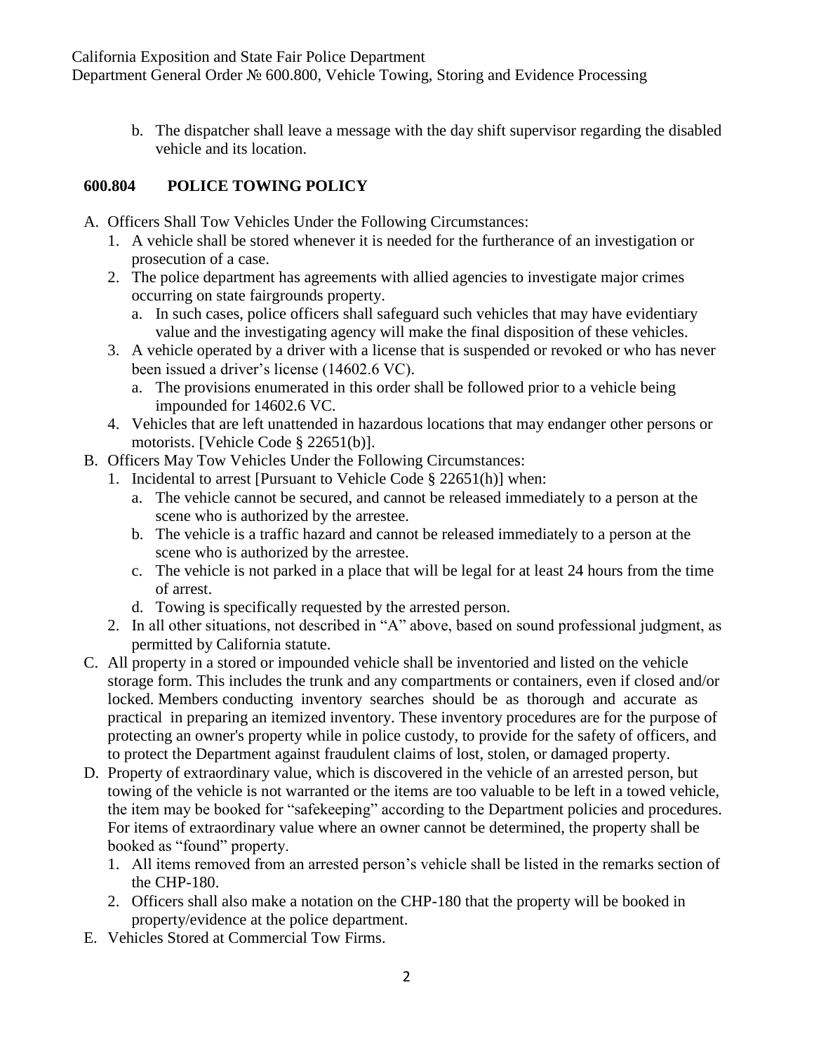b. The dispatcher shall leave a message with the day shift supervisor regarding the disabled vehicle and its location.

## 600.804 POLICE TOWING POLICY

A. Officers Shall Tow Vehicles Under the Following Circumstances:
   1. A vehicle shall be stored whenever it is needed for the furtherance of an investigation or prosecution of a case.
   2. The police department has agreements with allied agencies to investigate major crimes occurring on state fairgrounds property.
      a. In such cases, police officers shall safeguard such vehicles that may have evidentiary value and the investigating agency will make the final disposition of these vehicles.
   3. A vehicle operated by a driver with a license that is suspended or revoked or who has never been issued a driver's license (14602.6 VC).
      a. The provisions enumerated in this order shall be followed prior to a vehicle being impounded for 14602.6 VC.
   4. Vehicles that are left unattended in hazardous locations that may endanger other persons or motorists. [Vehicle Code § 22651(b)].
B. Officers May Tow Vehicles Under the Following Circumstances:
   1. Incidental to arrest [Pursuant to Vehicle Code § 22651(h)] when:
      a. The vehicle cannot be secured, and cannot be released immediately to a person at the scene who is authorized by the arrestee.
      b. The vehicle is a traffic hazard and cannot be released immediately to a person at the scene who is authorized by the arrestee.
      c. The vehicle is not parked in a place that will be legal for at least 24 hours from the time of arrest.
      d. Towing is specifically requested by the arrested person.
   2. In all other situations, not described in "A" above, based on sound professional judgment, as permitted by California statute.
C. All property in a stored or impounded vehicle shall be inventoried and listed on the vehicle storage form. This includes the trunk and any compartments or containers, even if closed and/or locked. Members conducting inventory searches should be as thorough and accurate as practical in preparing an itemized inventory. These inventory procedures are for the purpose of protecting an owner's property while in police custody, to provide for the safety of officers, and to protect the Department against fraudulent claims of lost, stolen, or damaged property.
D. Property of extraordinary value, which is discovered in the vehicle of an arrested person, but towing of the vehicle is not warranted or the items are too valuable to be left in a towed vehicle, the item may be booked for "safekeeping" according to the Department policies and procedures. For items of extraordinary value where an owner cannot be determined, the property shall be booked as "found" property.
   1. All items removed from an arrested person's vehicle shall be listed in the remarks section of the CHP-180.
   2. Officers shall also make a notation on the CHP-180 that the property will be booked in property/evidence at the police department.
E. Vehicles Stored at Commercial Tow Firms.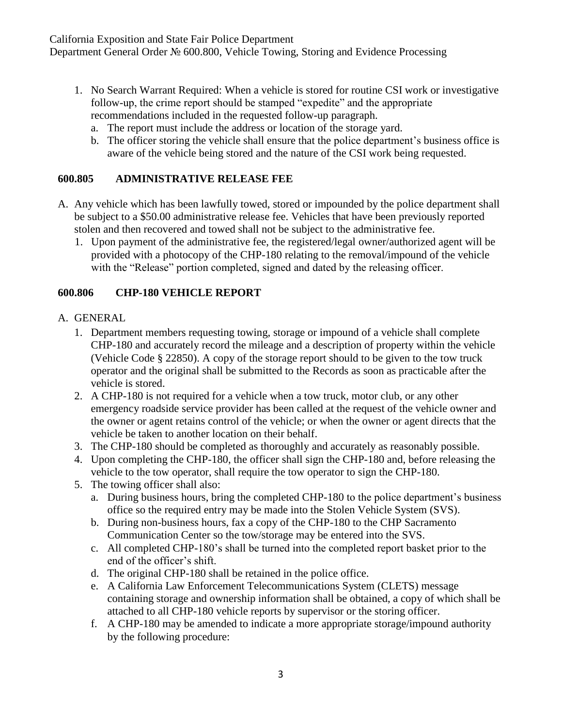1. No Search Warrant Required: When a vehicle is stored for routine CSI work or investigative follow-up, the crime report should be stamped "expedite" and the appropriate recommendations included in the requested follow-up paragraph.
   a. The report must include the address or location of the storage yard.
   b. The officer storing the vehicle shall ensure that the police department's business office is aware of the vehicle being stored and the nature of the CSI work being requested.

## 600.805 ADMINISTRATIVE RELEASE FEE

A. Any vehicle which has been lawfully towed, stored or impounded by the police department shall be subject to a $50.00 administrative release fee. Vehicles that have been previously reported stolen and then recovered and towed shall not be subject to the administrative fee.
   1. Upon payment of the administrative fee, the registered/legal owner/authorized agent will be provided with a photocopy of the CHP-180 relating to the removal/impound of the vehicle with the "Release" portion completed, signed and dated by the releasing officer.

## 600.806 CHP-180 VEHICLE REPORT

A. GENERAL
   1. Department members requesting towing, storage or impound of a vehicle shall complete CHP-180 and accurately record the mileage and a description of property within the vehicle (Vehicle Code § 22850). A copy of the storage report should to be given to the tow truck operator and the original shall be submitted to the Records as soon as practicable after the vehicle is stored.
   2. A CHP-180 is not required for a vehicle when a tow truck, motor club, or any other emergency roadside service provider has been called at the request of the vehicle owner and the owner or agent retains control of the vehicle; or when the owner or agent directs that the vehicle be taken to another location on their behalf.
   3. The CHP-180 should be completed as thoroughly and accurately as reasonably possible.
   4. Upon completing the CHP-180, the officer shall sign the CHP-180 and, before releasing the vehicle to the tow operator, shall require the tow operator to sign the CHP-180.
   5. The towing officer shall also:
      a. During business hours, bring the completed CHP-180 to the police department's business office so the required entry may be made into the Stolen Vehicle System (SVS).
      b. During non-business hours, fax a copy of the CHP-180 to the CHP Sacramento Communication Center so the tow/storage may be entered into the SVS.
      c. All completed CHP-180's shall be turned into the completed report basket prior to the end of the officer's shift.
      d. The original CHP-180 shall be retained in the police office.
      e. A California Law Enforcement Telecommunications System (CLETS) message containing storage and ownership information shall be obtained, a copy of which shall be attached to all CHP-180 vehicle reports by supervisor or the storing officer.
      f. A CHP-180 may be amended to indicate a more appropriate storage/impound authority by the following procedure: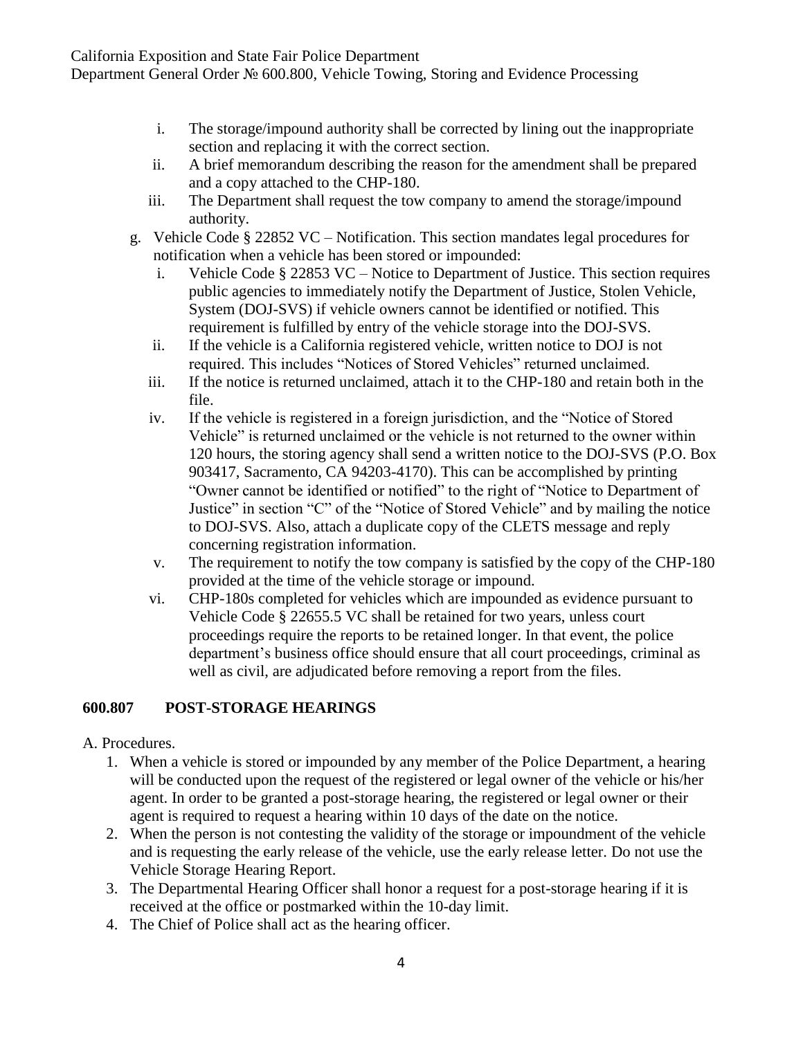i. The storage/impound authority shall be corrected by lining out the inappropriate section and replacing it with the correct section.
ii. A brief memorandum describing the reason for the amendment shall be prepared and a copy attached to the CHP-180.
iii. The Department shall request the tow company to amend the storage/impound authority.

g. Vehicle Code § 22852 VC – Notification. This section mandates legal procedures for notification when a vehicle has been stored or impounded:

i. Vehicle Code § 22853 VC – Notice to Department of Justice. This section requires public agencies to immediately notify the Department of Justice, Stolen Vehicle, System (DOJ-SVS) if vehicle owners cannot be identified or notified. This requirement is fulfilled by entry of the vehicle storage into the DOJ-SVS.
ii. If the vehicle is a California registered vehicle, written notice to DOJ is not required. This includes "Notices of Stored Vehicles" returned unclaimed.
iii. If the notice is returned unclaimed, attach it to the CHP-180 and retain both in the file.
iv. If the vehicle is registered in a foreign jurisdiction, and the "Notice of Stored Vehicle" is returned unclaimed or the vehicle is not returned to the owner within 120 hours, the storing agency shall send a written notice to the DOJ-SVS (P.O. Box 903417, Sacramento, CA 94203-4170). This can be accomplished by printing "Owner cannot be identified or notified" to the right of "Notice to Department of Justice" in section "C" of the "Notice of Stored Vehicle" and by mailing the notice to DOJ-SVS. Also, attach a duplicate copy of the CLETS message and reply concerning registration information.
v. The requirement to notify the tow company is satisfied by the copy of the CHP-180 provided at the time of the vehicle storage or impound.
vi. CHP-180s completed for vehicles which are impounded as evidence pursuant to Vehicle Code § 22655.5 VC shall be retained for two years, unless court proceedings require the reports to be retained longer. In that event, the police department's business office should ensure that all court proceedings, criminal as well as civil, are adjudicated before removing a report from the files.

## 600.807 POST-STORAGE HEARINGS

A. Procedures.

1. When a vehicle is stored or impounded by any member of the Police Department, a hearing will be conducted upon the request of the registered or legal owner of the vehicle or his/her agent. In order to be granted a post-storage hearing, the registered or legal owner or their agent is required to request a hearing within 10 days of the date on the notice.
2. When the person is not contesting the validity of the storage or impoundment of the vehicle and is requesting the early release of the vehicle, use the early release letter. Do not use the Vehicle Storage Hearing Report.
3. The Departmental Hearing Officer shall honor a request for a post-storage hearing if it is received at the office or postmarked within the 10-day limit.
4. The Chief of Police shall act as the hearing officer.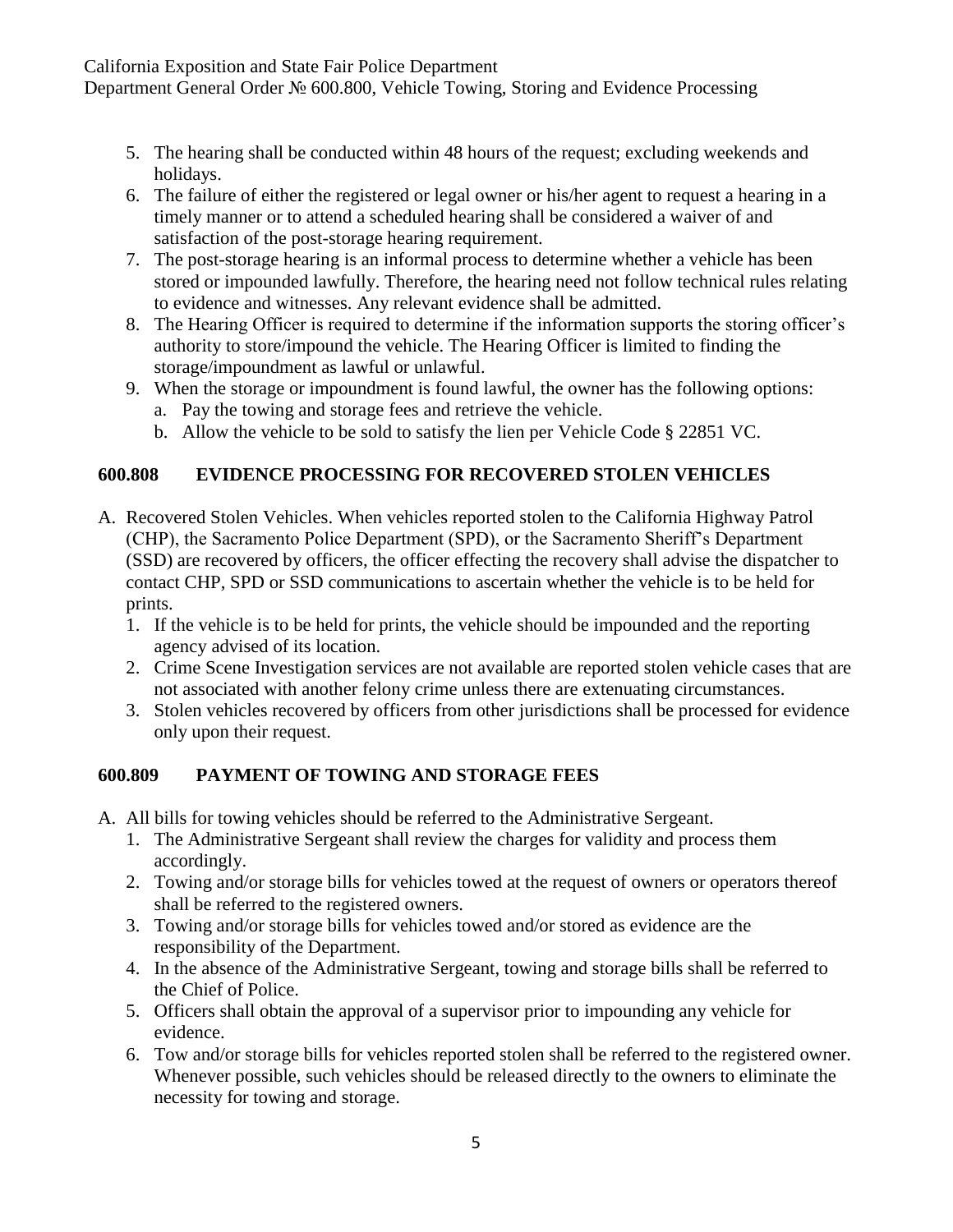5. The hearing shall be conducted within 48 hours of the request; excluding weekends and holidays.
6. The failure of either the registered or legal owner or his/her agent to request a hearing in a timely manner or to attend a scheduled hearing shall be considered a waiver of and satisfaction of the post-storage hearing requirement.
7. The post-storage hearing is an informal process to determine whether a vehicle has been stored or impounded lawfully. Therefore, the hearing need not follow technical rules relating to evidence and witnesses. Any relevant evidence shall be admitted.
8. The Hearing Officer is required to determine if the information supports the storing officer's authority to store/impound the vehicle. The Hearing Officer is limited to finding the storage/impoundment as lawful or unlawful.
9. When the storage or impoundment is found lawful, the owner has the following options:
   a. Pay the towing and storage fees and retrieve the vehicle.
   b. Allow the vehicle to be sold to satisfy the lien per Vehicle Code § 22851 VC.

## 600.808 EVIDENCE PROCESSING FOR RECOVERED STOLEN VEHICLES

A. Recovered Stolen Vehicles. When vehicles reported stolen to the California Highway Patrol (CHP), the Sacramento Police Department (SPD), or the Sacramento Sheriff's Department (SSD) are recovered by officers, the officer effecting the recovery shall advise the dispatcher to contact CHP, SPD or SSD communications to ascertain whether the vehicle is to be held for prints.
   1. If the vehicle is to be held for prints, the vehicle should be impounded and the reporting agency advised of its location.
   2. Crime Scene Investigation services are not available are reported stolen vehicle cases that are not associated with another felony crime unless there are extenuating circumstances.
   3. Stolen vehicles recovered by officers from other jurisdictions shall be processed for evidence only upon their request.

## 600.809 PAYMENT OF TOWING AND STORAGE FEES

A. All bills for towing vehicles should be referred to the Administrative Sergeant.
   1. The Administrative Sergeant shall review the charges for validity and process them accordingly.
   2. Towing and/or storage bills for vehicles towed at the request of owners or operators thereof shall be referred to the registered owners.
   3. Towing and/or storage bills for vehicles towed and/or stored as evidence are the responsibility of the Department.
   4. In the absence of the Administrative Sergeant, towing and storage bills shall be referred to the Chief of Police.
   5. Officers shall obtain the approval of a supervisor prior to impounding any vehicle for evidence.
   6. Tow and/or storage bills for vehicles reported stolen shall be referred to the registered owner. Whenever possible, such vehicles should be released directly to the owners to eliminate the necessity for towing and storage.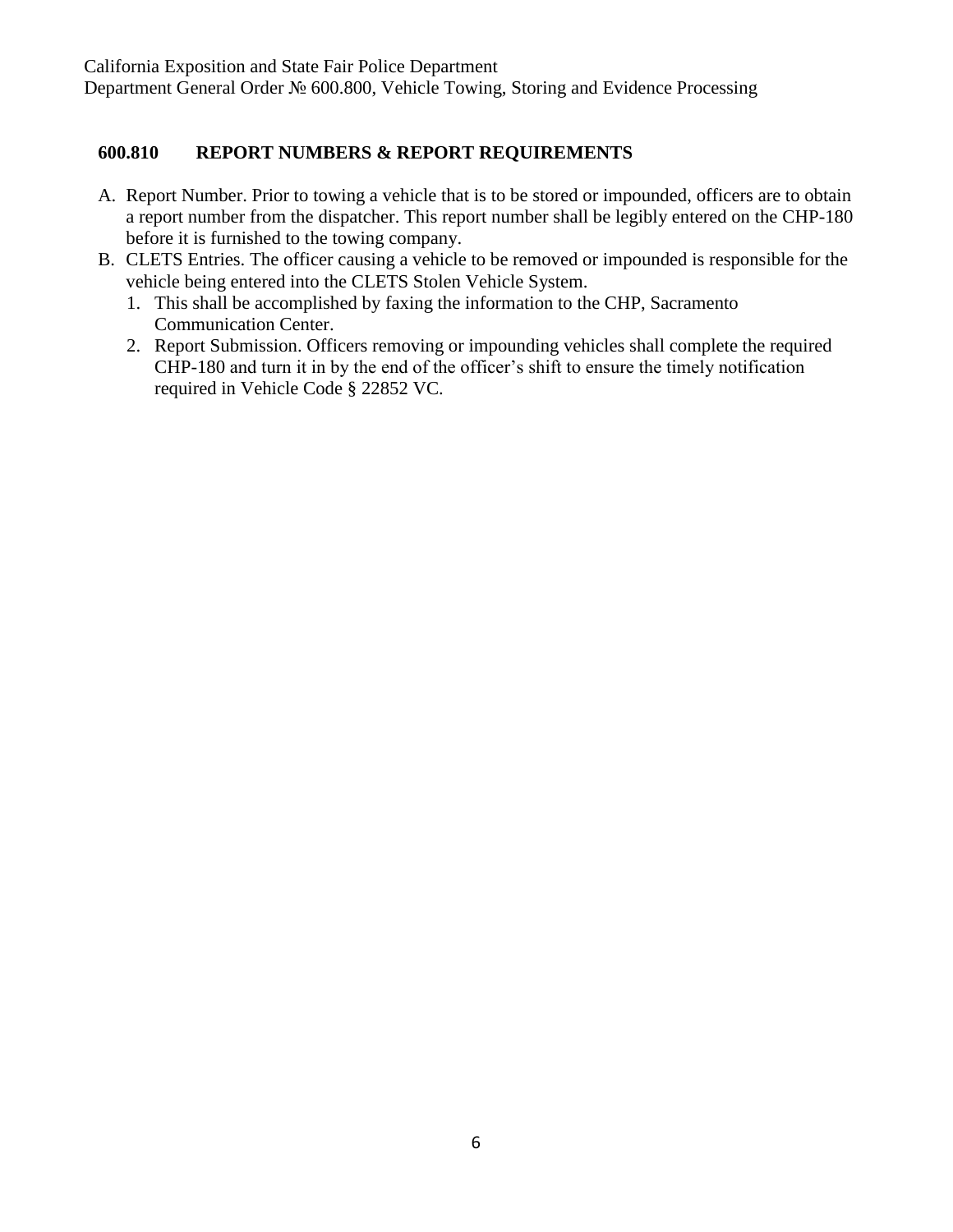## 600.810 REPORT NUMBERS & REPORT REQUIREMENTS

A. Report Number. Prior to towing a vehicle that is to be stored or impounded, officers are to obtain a report number from the dispatcher. This report number shall be legibly entered on the CHP-180 before it is furnished to the towing company.

B. CLETS Entries. The officer causing a vehicle to be removed or impounded is responsible for the vehicle being entered into the CLETS Stolen Vehicle System.
   1. This shall be accomplished by faxing the information to the CHP, Sacramento Communication Center.
   2. Report Submission. Officers removing or impounding vehicles shall complete the required CHP-180 and turn it in by the end of the officer's shift to ensure the timely notification required in Vehicle Code § 22852 VC.